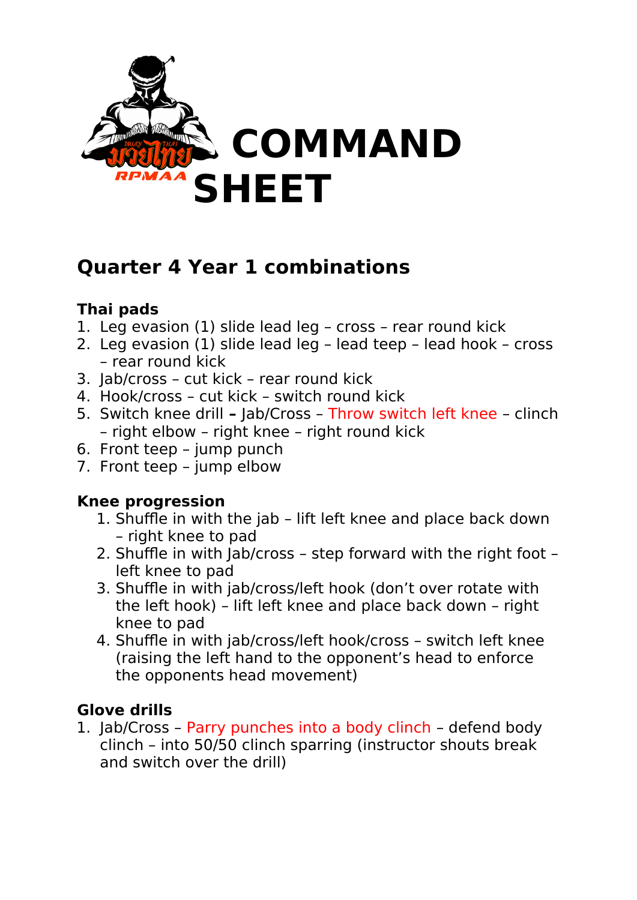# COMMAND SHEET

## Quarter 4 Year 1 combinations

**Thai pads**

1. Leg evasion (1) slide lead leg – cross – rear round kick
2. Leg evasion (1) slide lead leg – lead teep – lead hook – cross – rear round kick
3. Jab/cross – cut kick – rear round kick
4. Hook/cross – cut kick – switch round kick
5. Switch knee drill **–** Jab/Cross – Throw switch left knee – clinch – right elbow – right knee – right round kick
6. Front teep – jump punch
7. Front teep – jump elbow

**Knee progression**

1. Shuffle in with the jab – lift left knee and place back down – right knee to pad
2. Shuffle in with Jab/cross – step forward with the right foot – left knee to pad
3. Shuffle in with jab/cross/left hook (don't over rotate with the left hook) – lift left knee and place back down – right knee to pad
4. Shuffle in with jab/cross/left hook/cross – switch left knee (raising the left hand to the opponent's head to enforce the opponents head movement)

**Glove drills**

1. Jab/Cross – Parry punches into a body clinch – defend body clinch – into 50/50 clinch sparring (instructor shouts break and switch over the drill)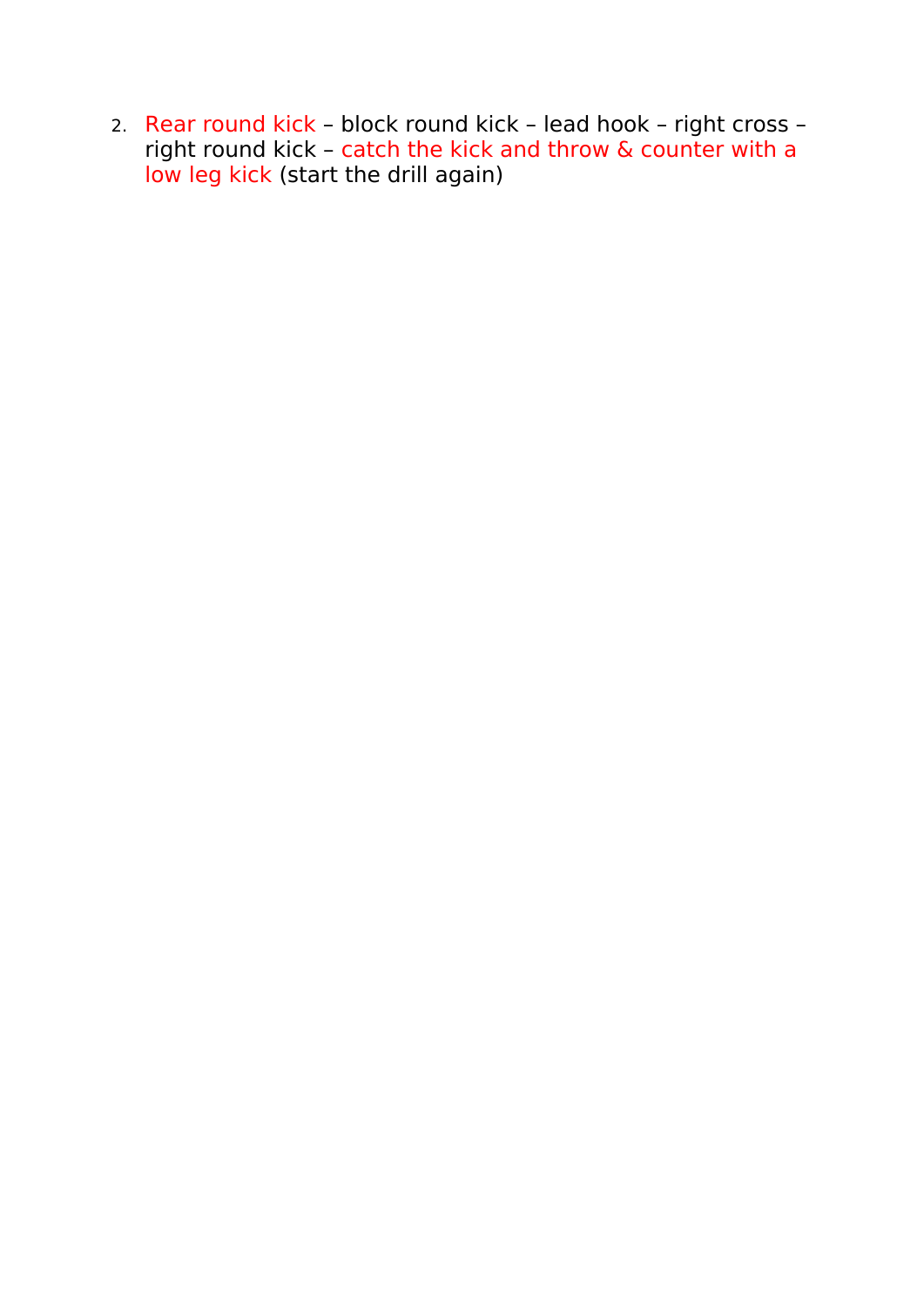2. Rear round kick – block round kick – lead hook – right cross – right round kick – catch the kick and throw & counter with a low leg kick (start the drill again)